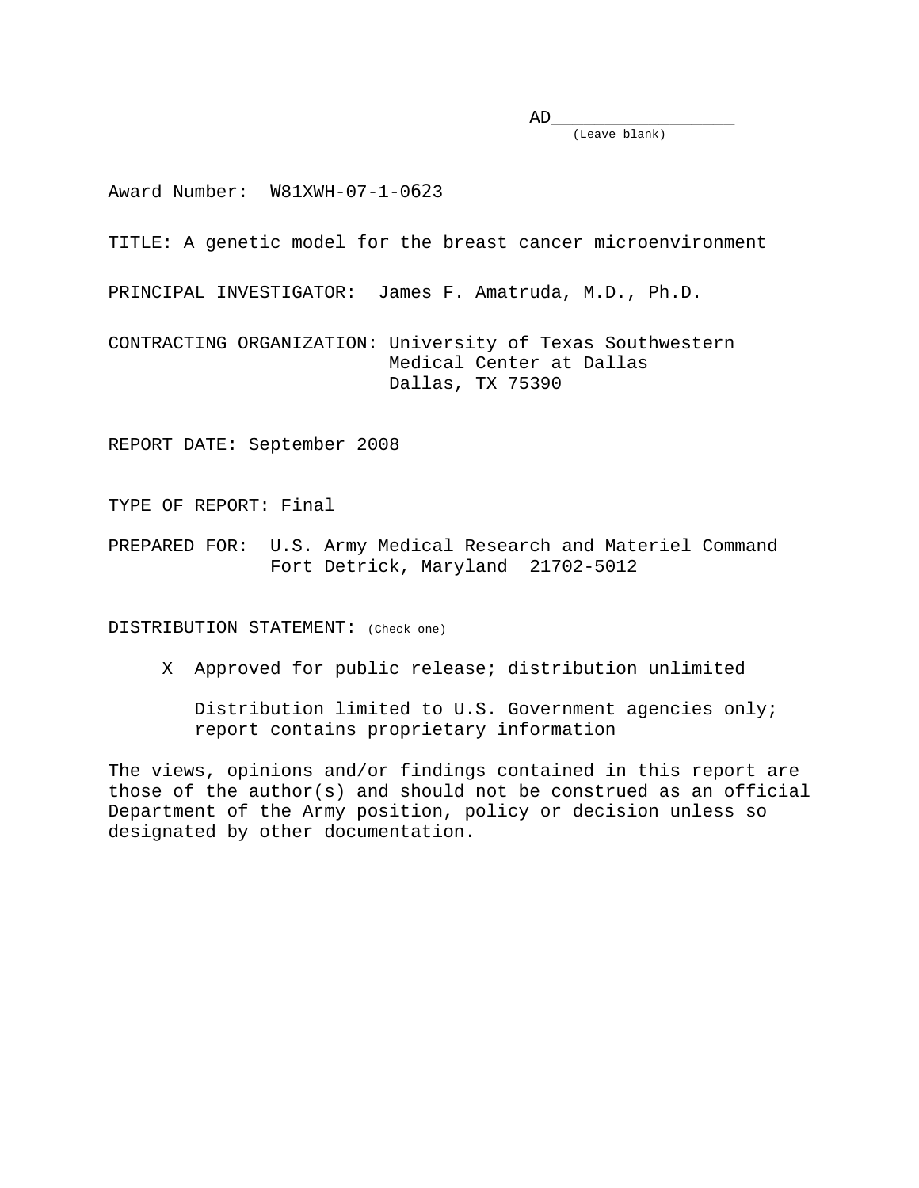AD_________________
(Leave blank)

Award Number: W81XWH-07-1-0623

TITLE: A genetic model for the breast cancer microenvironment

PRINCIPAL INVESTIGATOR: James F. Amatruda, M.D., Ph.D.

CONTRACTING ORGANIZATION: University of Texas Southwestern Medical Center at Dallas
Dallas, TX 75390

REPORT DATE: September 2008

TYPE OF REPORT: Final

PREPARED FOR: U.S. Army Medical Research and Materiel Command
Fort Detrick, Maryland 21702-5012

DISTRIBUTION STATEMENT: (Check one)

X Approved for public release; distribution unlimited

Distribution limited to U.S. Government agencies only; report contains proprietary information

The views, opinions and/or findings contained in this report are those of the author(s) and should not be construed as an official Department of the Army position, policy or decision unless so designated by other documentation.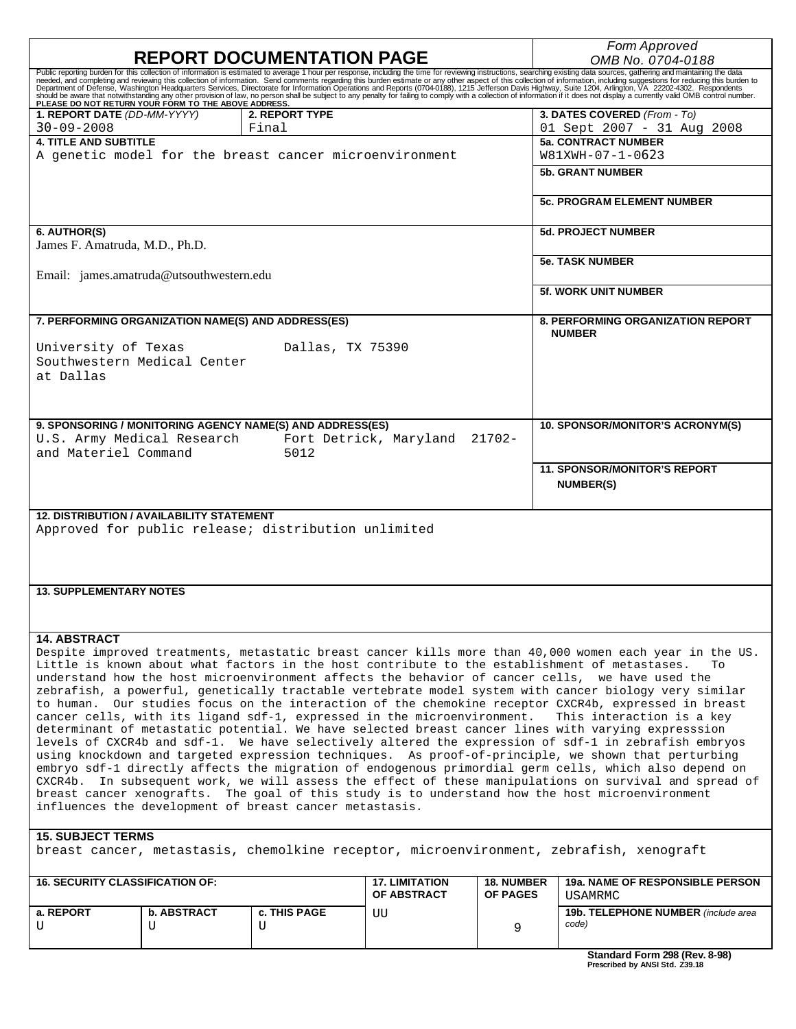# REPORT DOCUMENTATION PAGE

*Form Approved*
*OMB No. 0704-0188*

Public reporting burden for this collection of information is estimated to average 1 hour per response, including the time for reviewing instructions, searching existing data sources, gathering and maintaining the data needed, and completing and reviewing this collection of information. Send comments regarding this burden estimate or any other aspect of this collection of information, including suggestions for reducing this burden to Department of Defense, Washington Headquarters Services, Directorate for Information Operations and Reports (0704-0188), 1215 Jefferson Davis Highway, Suite 1204, Arlington, VA 22202-4302. Respondents should be aware that notwithstanding any other provision of law, no person shall be subject to any penalty for failing to comply with a collection of information if it does not display a currently valid OMB control number. **PLEASE DO NOT RETURN YOUR FORM TO THE ABOVE ADDRESS.**

| **1. REPORT DATE** *(DD-MM-YYYY)* | **2. REPORT TYPE** | **3. DATES COVERED** *(From - To)* |
|---|---|---|
| 30-09-2008 | Final | 01 Sept 2007 - 31 Aug 2008 |

**4. TITLE AND SUBTITLE**
A genetic model for the breast cancer microenvironment

**5a. CONTRACT NUMBER**
W81XWH-07-1-0623

**5b. GRANT NUMBER**

**5c. PROGRAM ELEMENT NUMBER**

**6. AUTHOR(S)**
James F. Amatruda, M.D., Ph.D.

Email: james.amatruda@utsouthwestern.edu

**5d. PROJECT NUMBER**

**5e. TASK NUMBER**

**5f. WORK UNIT NUMBER**

**7. PERFORMING ORGANIZATION NAME(S) AND ADDRESS(ES)**
University of Texas Southwestern Medical Center at Dallas
Dallas, TX 75390

**8. PERFORMING ORGANIZATION REPORT NUMBER**

**9. SPONSORING / MONITORING AGENCY NAME(S) AND ADDRESS(ES)**
U.S. Army Medical Research and Materiel Command
Fort Detrick, Maryland 21702-5012

**10. SPONSOR/MONITOR'S ACRONYM(S)**

**11. SPONSOR/MONITOR'S REPORT NUMBER(S)**

**12. DISTRIBUTION / AVAILABILITY STATEMENT**
Approved for public release; distribution unlimited

**13. SUPPLEMENTARY NOTES**

**14. ABSTRACT**
Despite improved treatments, metastatic breast cancer kills more than 40,000 women each year in the US. Little is known about what factors in the host contribute to the establishment of metastases. To understand how the host microenvironment affects the behavior of cancer cells, we have used the zebrafish, a powerful, genetically tractable vertebrate model system with cancer biology very similar to human. Our studies focus on the interaction of the chemokine receptor CXCR4b, expressed in breast cancer cells, with its ligand sdf-1, expressed in the microenvironment. This interaction is a key determinant of metastatic potential. We have selected breast cancer lines with varying expresssion levels of CXCR4b and sdf-1. We have selectively altered the expression of sdf-1 in zebrafish embryos using knockdown and targeted expression techniques. As proof-of-principle, we shown that perturbing embryo sdf-1 directly affects the migration of endogenous primordial germ cells, which also depend on CXCR4b. In subsequent work, we will assess the effect of these manipulations on survival and spread of breast cancer xenografts. The goal of this study is to understand how the host microenvironment influences the development of breast cancer metastasis.

**15. SUBJECT TERMS**
breast cancer, metastasis, chemolkine receptor, microenvironment, zebrafish, xenograft

| **16. SECURITY CLASSIFICATION OF:** | | | **17. LIMITATION OF ABSTRACT** | **18. NUMBER OF PAGES** | **19a. NAME OF RESPONSIBLE PERSON** USAMRMC |
|---|---|---|---|---|---|
| **a. REPORT** U | **b. ABSTRACT** U | **c. THIS PAGE** U | UU | 9 | **19b. TELEPHONE NUMBER** *(include area code)* |

**Standard Form 298 (Rev. 8-98)**
**Prescribed by ANSI Std. Z39.18**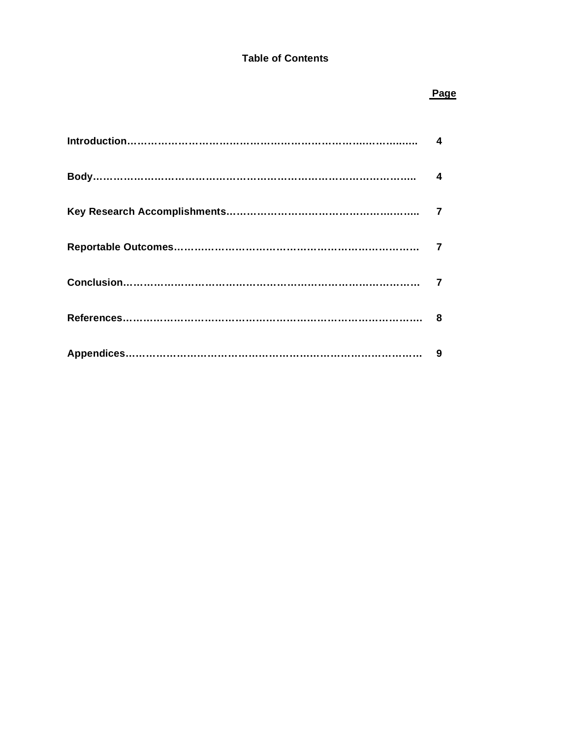# Table of Contents

| | Page |
|---|---|
| **Introduction** | 4 |
| **Body** | 4 |
| **Key Research Accomplishments** | 7 |
| **Reportable Outcomes** | 7 |
| **Conclusion** | 7 |
| **References** | 8 |
| **Appendices** | 9 |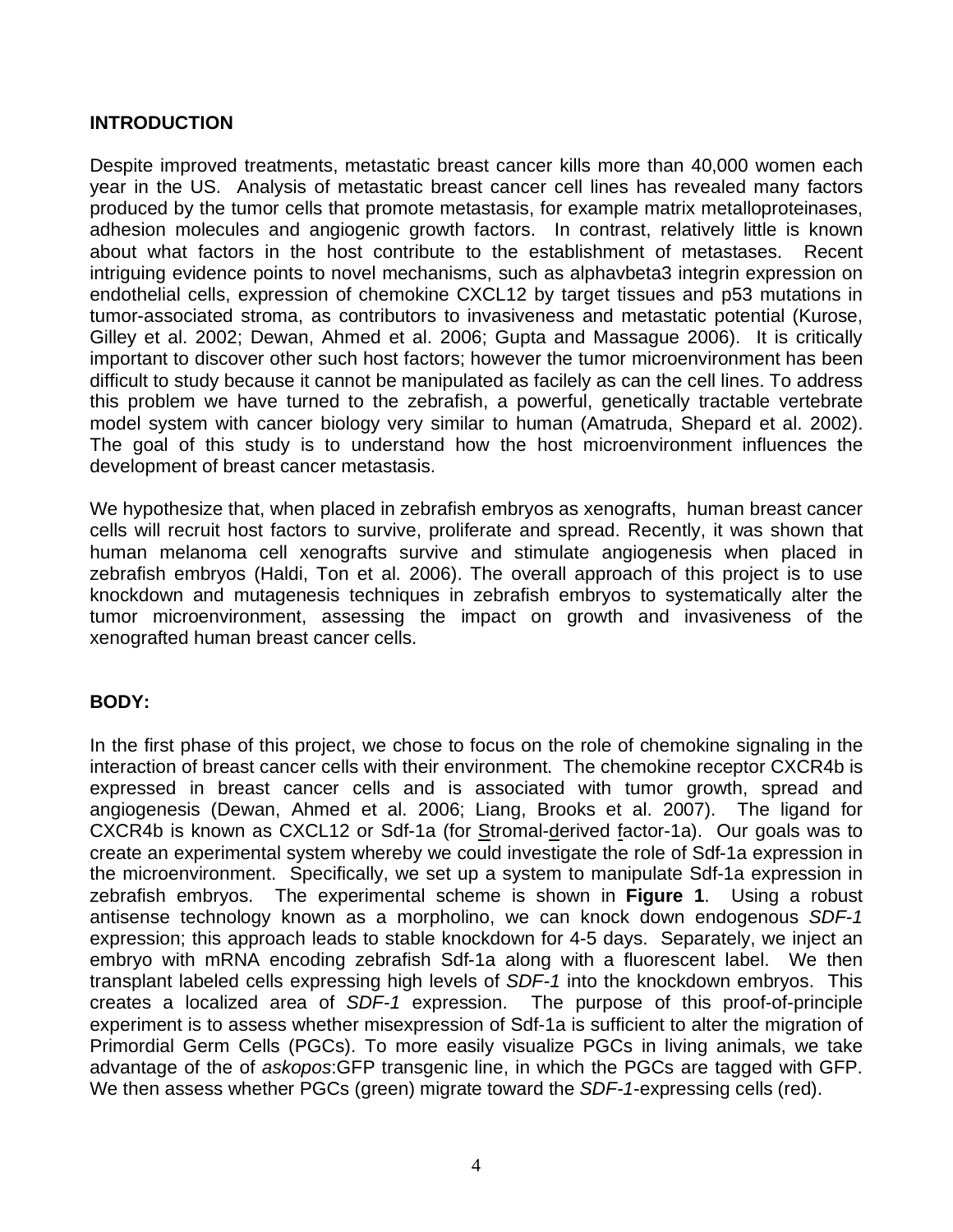**INTRODUCTION**

Despite improved treatments, metastatic breast cancer kills more than 40,000 women each year in the US. Analysis of metastatic breast cancer cell lines has revealed many factors produced by the tumor cells that promote metastasis, for example matrix metalloproteinases, adhesion molecules and angiogenic growth factors. In contrast, relatively little is known about what factors in the host contribute to the establishment of metastases. Recent intriguing evidence points to novel mechanisms, such as alphavbeta3 integrin expression on endothelial cells, expression of chemokine CXCL12 by target tissues and p53 mutations in tumor-associated stroma, as contributors to invasiveness and metastatic potential (Kurose, Gilley et al. 2002; Dewan, Ahmed et al. 2006; Gupta and Massague 2006). It is critically important to discover other such host factors; however the tumor microenvironment has been difficult to study because it cannot be manipulated as facilely as can the cell lines. To address this problem we have turned to the zebrafish, a powerful, genetically tractable vertebrate model system with cancer biology very similar to human (Amatruda, Shepard et al. 2002). The goal of this study is to understand how the host microenvironment influences the development of breast cancer metastasis.

We hypothesize that, when placed in zebrafish embryos as xenografts, human breast cancer cells will recruit host factors to survive, proliferate and spread. Recently, it was shown that human melanoma cell xenografts survive and stimulate angiogenesis when placed in zebrafish embryos (Haldi, Ton et al. 2006). The overall approach of this project is to use knockdown and mutagenesis techniques in zebrafish embryos to systematically alter the tumor microenvironment, assessing the impact on growth and invasiveness of the xenografted human breast cancer cells.

**BODY:**

In the first phase of this project, we chose to focus on the role of chemokine signaling in the interaction of breast cancer cells with their environment. The chemokine receptor CXCR4b is expressed in breast cancer cells and is associated with tumor growth, spread and angiogenesis (Dewan, Ahmed et al. 2006; Liang, Brooks et al. 2007). The ligand for CXCR4b is known as CXCL12 or Sdf-1a (for Stromal-derived factor-1a). Our goals was to create an experimental system whereby we could investigate the role of Sdf-1a expression in the microenvironment. Specifically, we set up a system to manipulate Sdf-1a expression in zebrafish embryos. The experimental scheme is shown in **Figure 1**. Using a robust antisense technology known as a morpholino, we can knock down endogenous *SDF-1* expression; this approach leads to stable knockdown for 4-5 days. Separately, we inject an embryo with mRNA encoding zebrafish Sdf-1a along with a fluorescent label. We then transplant labeled cells expressing high levels of *SDF-1* into the knockdown embryos. This creates a localized area of *SDF-1* expression. The purpose of this proof-of-principle experiment is to assess whether misexpression of Sdf-1a is sufficient to alter the migration of Primordial Germ Cells (PGCs). To more easily visualize PGCs in living animals, we take advantage of the of *askopos*:GFP transgenic line, in which the PGCs are tagged with GFP. We then assess whether PGCs (green) migrate toward the *SDF-1*-expressing cells (red).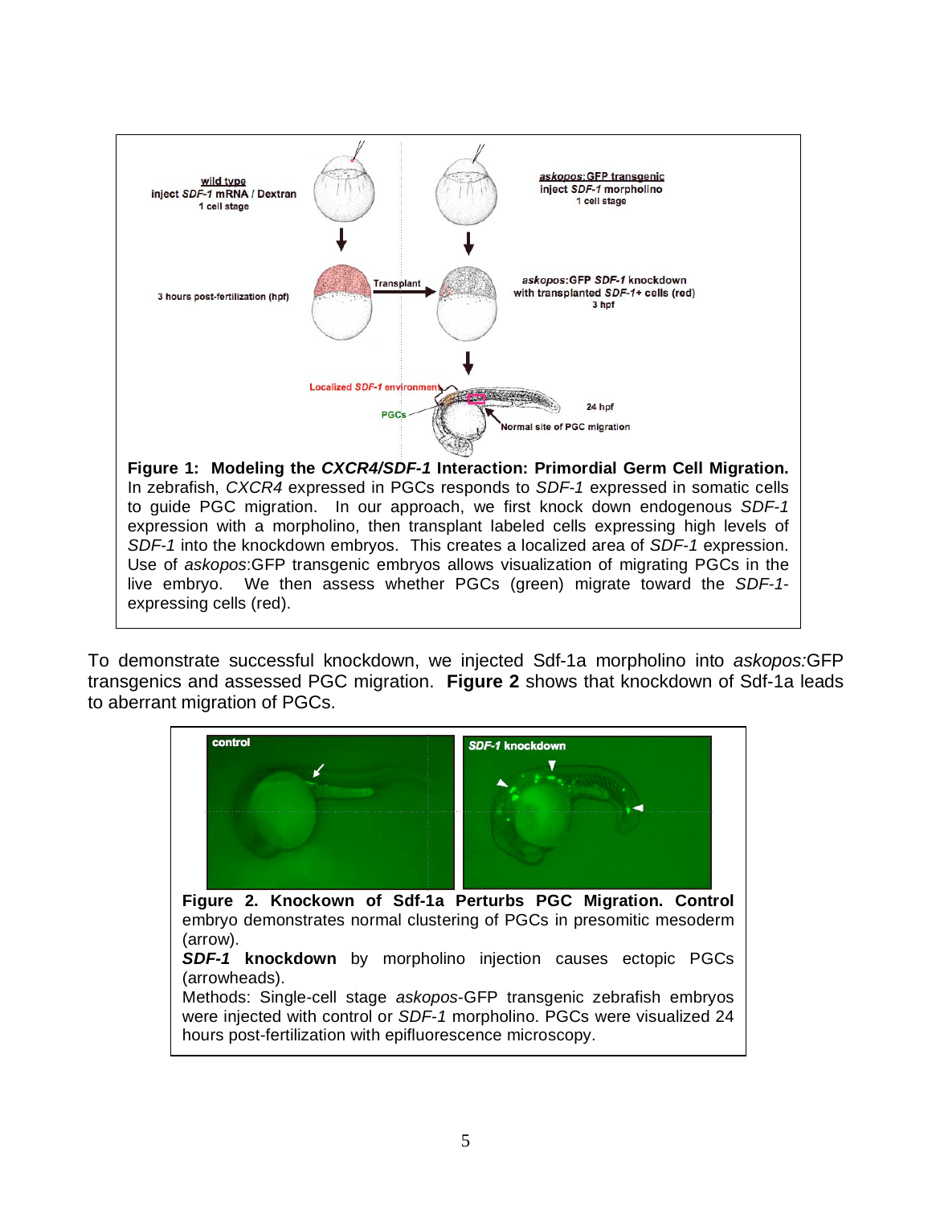**Figure 1: Modeling the *CXCR4/SDF-1* Interaction: Primordial Germ Cell Migration.** In zebrafish, *CXCR4* expressed in PGCs responds to *SDF-1* expressed in somatic cells to guide PGC migration. In our approach, we first knock down endogenous *SDF-1* expression with a morpholino, then transplant labeled cells expressing high levels of *SDF-1* into the knockdown embryos. This creates a localized area of *SDF-1* expression. Use of *askopos*:GFP transgenic embryos allows visualization of migrating PGCs in the live embryo. We then assess whether PGCs (green) migrate toward the *SDF-1*-expressing cells (red).

To demonstrate successful knockdown, we injected Sdf-1a morpholino into *askopos:*GFP transgenics and assessed PGC migration. **Figure 2** shows that knockdown of Sdf-1a leads to aberrant migration of PGCs.

**Figure 2. Knockown of Sdf-1a Perturbs PGC Migration. Control** embryo demonstrates normal clustering of PGCs in presomitic mesoderm (arrow).

***SDF-1* knockdown** by morpholino injection causes ectopic PGCs (arrowheads).

Methods: Single-cell stage *askopos*-GFP transgenic zebrafish embryos were injected with control or *SDF-1* morpholino. PGCs were visualized 24 hours post-fertilization with epifluorescence microscopy.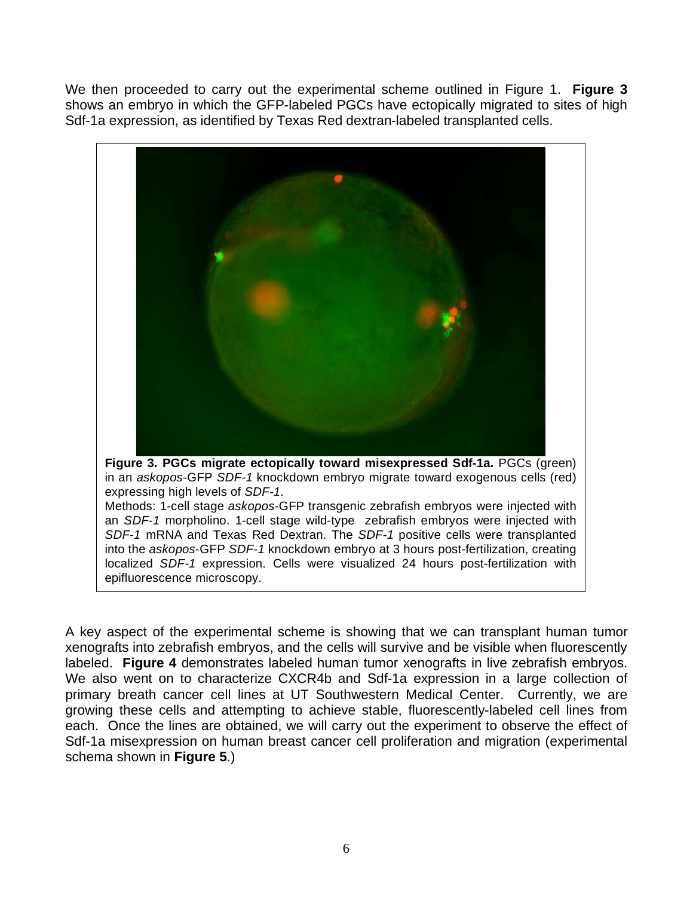We then proceeded to carry out the experimental scheme outlined in Figure 1. **Figure 3** shows an embryo in which the GFP-labeled PGCs have ectopically migrated to sites of high Sdf-1a expression, as identified by Texas Red dextran-labeled transplanted cells.

**Figure 3. PGCs migrate ectopically toward misexpressed Sdf-1a.** PGCs (green) in an *askopos*-GFP *SDF-1* knockdown embryo migrate toward exogenous cells (red) expressing high levels of *SDF-1*.
Methods: 1-cell stage *askopos*-GFP transgenic zebrafish embryos were injected with an *SDF-1* morpholino. 1-cell stage wild-type zebrafish embryos were injected with *SDF-1* mRNA and Texas Red Dextran. The *SDF-1* positive cells were transplanted into the *askopos*-GFP *SDF-1* knockdown embryo at 3 hours post-fertilization, creating localized *SDF-1* expression. Cells were visualized 24 hours post-fertilization with epifluorescence microscopy.

A key aspect of the experimental scheme is showing that we can transplant human tumor xenografts into zebrafish embryos, and the cells will survive and be visible when fluorescently labeled. **Figure 4** demonstrates labeled human tumor xenografts in live zebrafish embryos. We also went on to characterize CXCR4b and Sdf-1a expression in a large collection of primary breath cancer cell lines at UT Southwestern Medical Center. Currently, we are growing these cells and attempting to achieve stable, fluorescently-labeled cell lines from each. Once the lines are obtained, we will carry out the experiment to observe the effect of Sdf-1a misexpression on human breast cancer cell proliferation and migration (experimental schema shown in **Figure 5**.)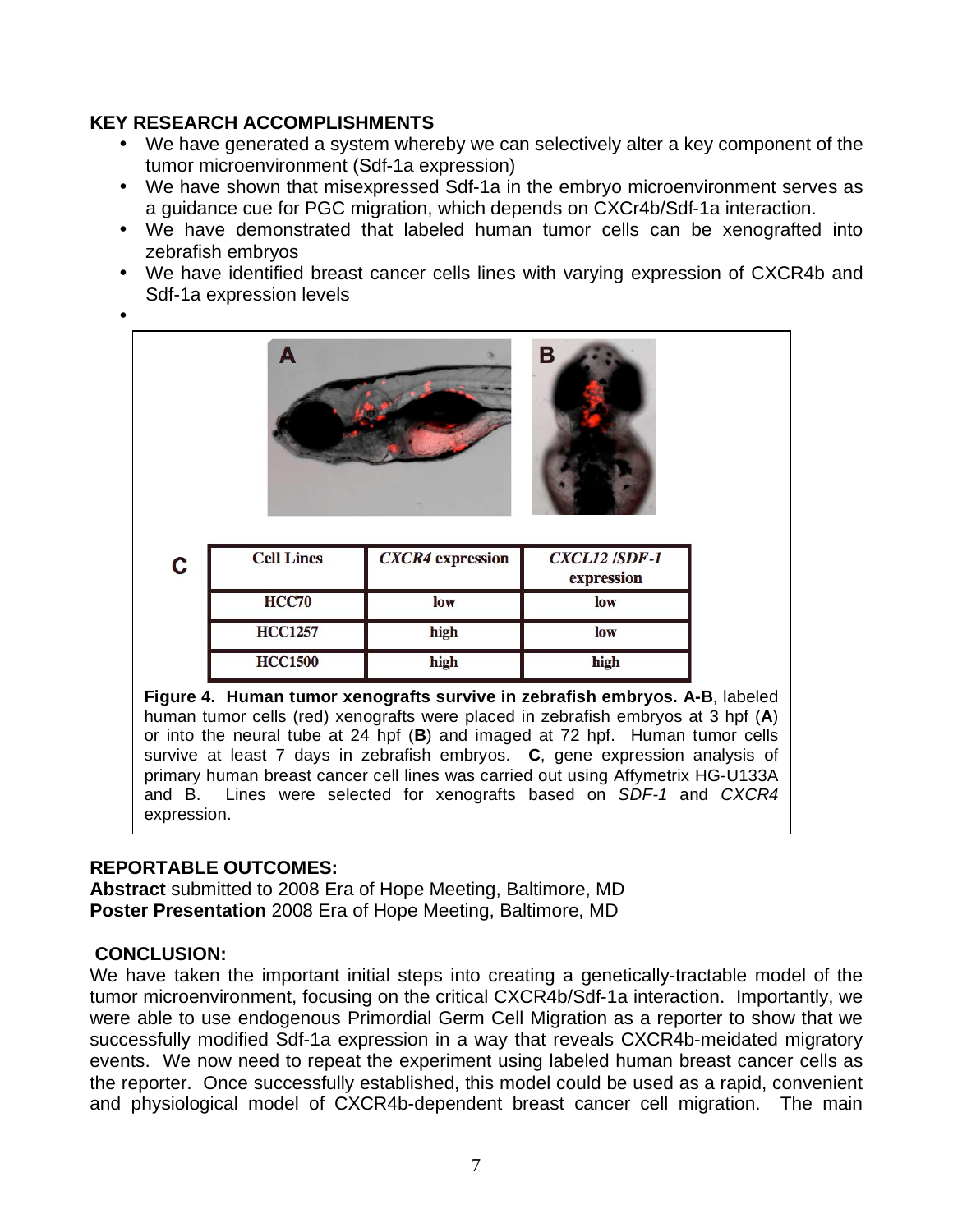**KEY RESEARCH ACCOMPLISHMENTS**

- We have generated a system whereby we can selectively alter a key component of the tumor microenvironment (Sdf-1a expression)
- We have shown that misexpressed Sdf-1a in the embryo microenvironment serves as a guidance cue for PGC migration, which depends on CXCr4b/Sdf-1a interaction.
- We have demonstrated that labeled human tumor cells can be xenografted into zebrafish embryos
- We have identified breast cancer cells lines with varying expression of CXCR4b and Sdf-1a expression levels
-

**C**

| Cell Lines | *CXCR4* expression | *CXCL12 /SDF-1* expression |
|---|---|---|
| HCC70 | low | low |
| HCC1257 | high | low |
| HCC1500 | high | high |

**Figure 4. Human tumor xenografts survive in zebrafish embryos. A-B**, labeled human tumor cells (red) xenografts were placed in zebrafish embryos at 3 hpf (**A**) or into the neural tube at 24 hpf (**B**) and imaged at 72 hpf. Human tumor cells survive at least 7 days in zebrafish embryos. **C**, gene expression analysis of primary human breast cancer cell lines was carried out using Affymetrix HG-U133A and B. Lines were selected for xenografts based on *SDF-1* and *CXCR4* expression.

**REPORTABLE OUTCOMES:**

**Abstract** submitted to 2008 Era of Hope Meeting, Baltimore, MD
**Poster Presentation** 2008 Era of Hope Meeting, Baltimore, MD

**CONCLUSION:**

We have taken the important initial steps into creating a genetically-tractable model of the tumor microenvironment, focusing on the critical CXCR4b/Sdf-1a interaction. Importantly, we were able to use endogenous Primordial Germ Cell Migration as a reporter to show that we successfully modified Sdf-1a expression in a way that reveals CXCR4b-meidated migratory events. We now need to repeat the experiment using labeled human breast cancer cells as the reporter. Once successfully established, this model could be used as a rapid, convenient and physiological model of CXCR4b-dependent breast cancer cell migration. The main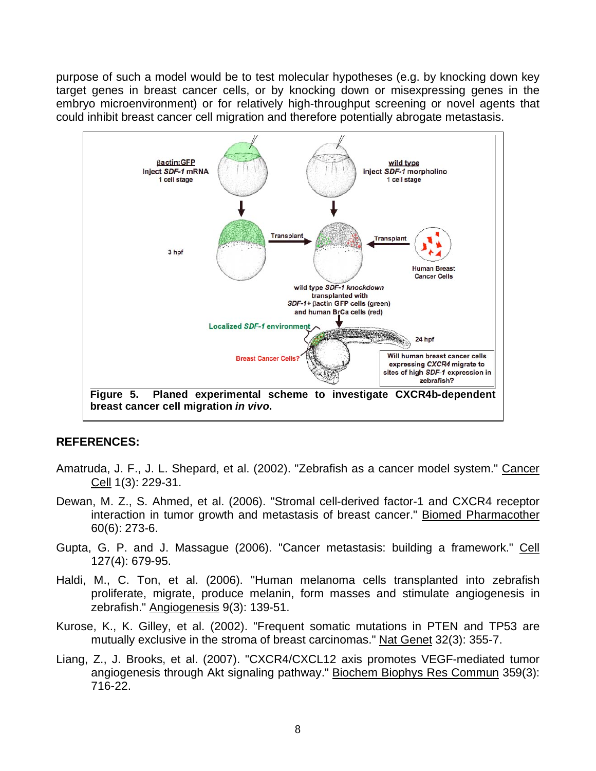purpose of such a model would be to test molecular hypotheses (e.g. by knocking down key target genes in breast cancer cells, or by knocking down or misexpressing genes in the embryo microenvironment) or for relatively high-throughput screening or novel agents that could inhibit breast cancer cell migration and therefore potentially abrogate metastasis.

**Figure 5. Planed experimental scheme to investigate CXCR4b-dependent breast cancer cell migration *in vivo*.**

## REFERENCES:

Amatruda, J. F., J. L. Shepard, et al. (2002). "Zebrafish as a cancer model system." Cancer Cell 1(3): 229-31.

Dewan, M. Z., S. Ahmed, et al. (2006). "Stromal cell-derived factor-1 and CXCR4 receptor interaction in tumor growth and metastasis of breast cancer." Biomed Pharmacother 60(6): 273-6.

Gupta, G. P. and J. Massague (2006). "Cancer metastasis: building a framework." Cell 127(4): 679-95.

Haldi, M., C. Ton, et al. (2006). "Human melanoma cells transplanted into zebrafish proliferate, migrate, produce melanin, form masses and stimulate angiogenesis in zebrafish." Angiogenesis 9(3): 139-51.

Kurose, K., K. Gilley, et al. (2002). "Frequent somatic mutations in PTEN and TP53 are mutually exclusive in the stroma of breast carcinomas." Nat Genet 32(3): 355-7.

Liang, Z., J. Brooks, et al. (2007). "CXCR4/CXCL12 axis promotes VEGF-mediated tumor angiogenesis through Akt signaling pathway." Biochem Biophys Res Commun 359(3): 716-22.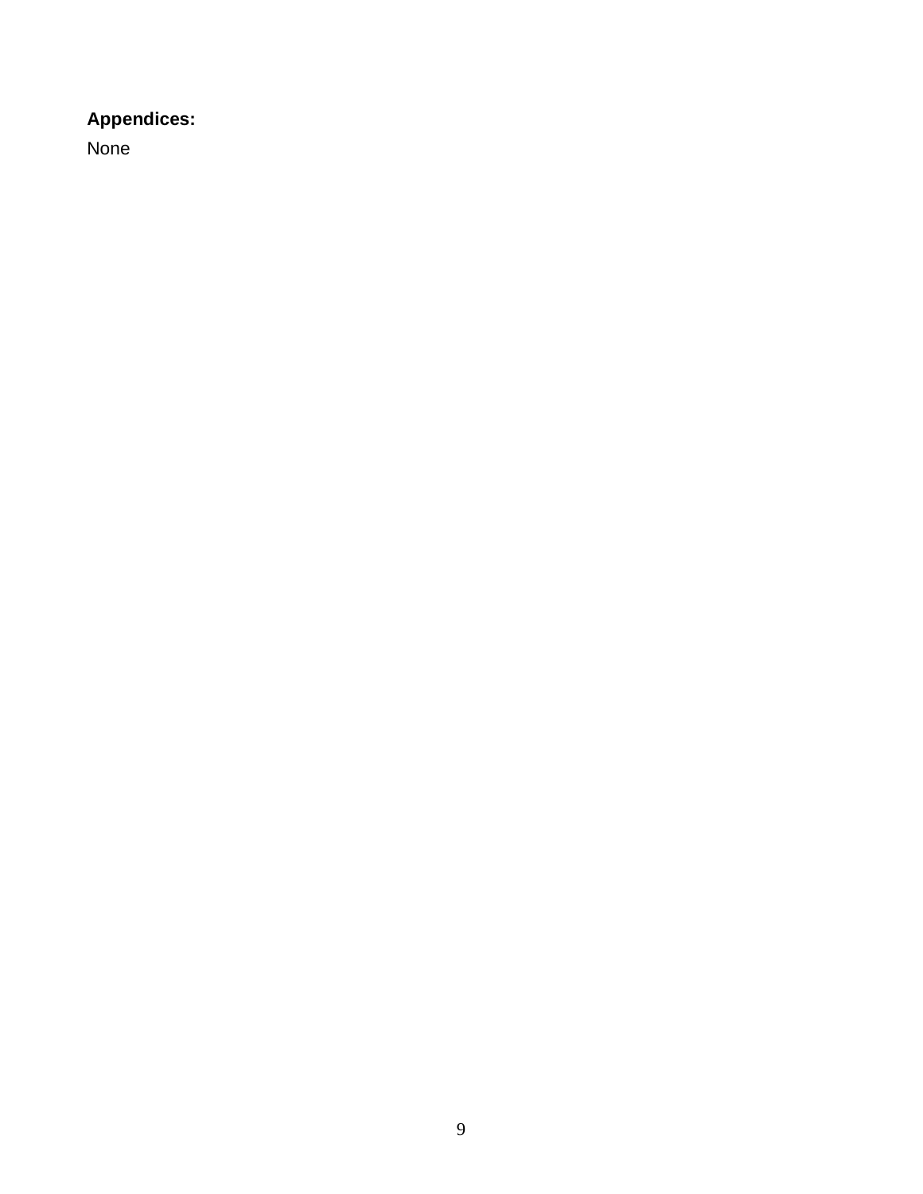**Appendices:**

None